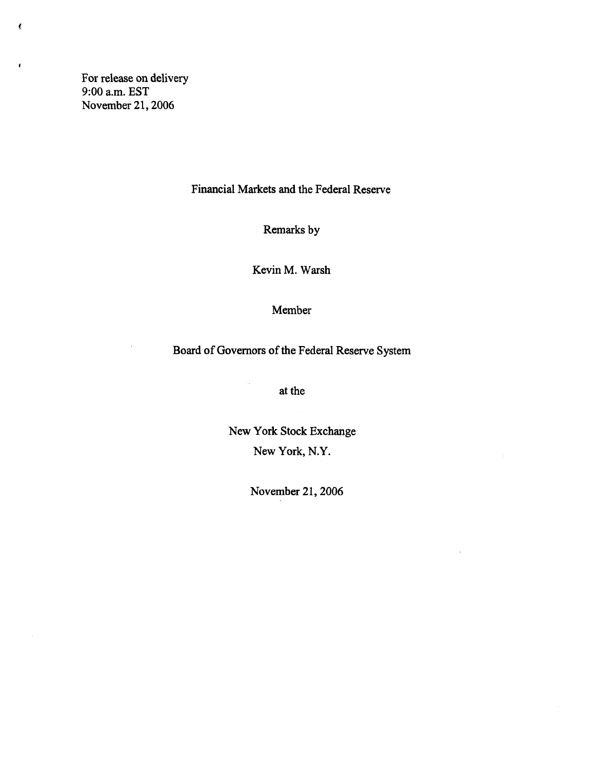For release on delivery
9:00 a.m. EST
November 21, 2006

# Financial Markets and the Federal Reserve

Remarks by

Kevin M. Warsh

Member

Board of Governors of the Federal Reserve System

at the

New York Stock Exchange
New York, N.Y.

November 21, 2006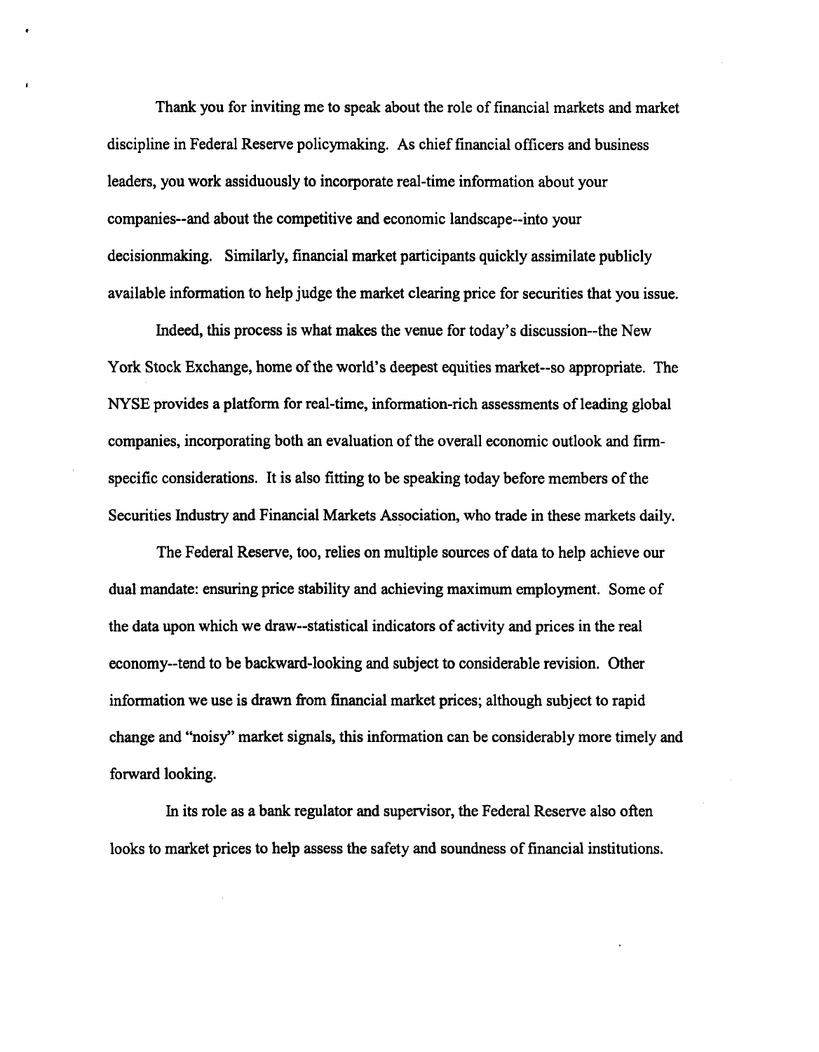Thank you for inviting me to speak about the role of financial markets and market discipline in Federal Reserve policymaking. As chief financial officers and business leaders, you work assiduously to incorporate real-time information about your companies--and about the competitive and economic landscape--into your decisionmaking. Similarly, financial market participants quickly assimilate publicly available information to help judge the market clearing price for securities that you issue.

Indeed, this process is what makes the venue for today's discussion--the New York Stock Exchange, home of the world's deepest equities market--so appropriate. The NYSE provides a platform for real-time, information-rich assessments of leading global companies, incorporating both an evaluation of the overall economic outlook and firm-specific considerations. It is also fitting to be speaking today before members of the Securities Industry and Financial Markets Association, who trade in these markets daily.

The Federal Reserve, too, relies on multiple sources of data to help achieve our dual mandate: ensuring price stability and achieving maximum employment. Some of the data upon which we draw--statistical indicators of activity and prices in the real economy--tend to be backward-looking and subject to considerable revision. Other information we use is drawn from financial market prices; although subject to rapid change and "noisy" market signals, this information can be considerably more timely and forward looking.

In its role as a bank regulator and supervisor, the Federal Reserve also often looks to market prices to help assess the safety and soundness of financial institutions.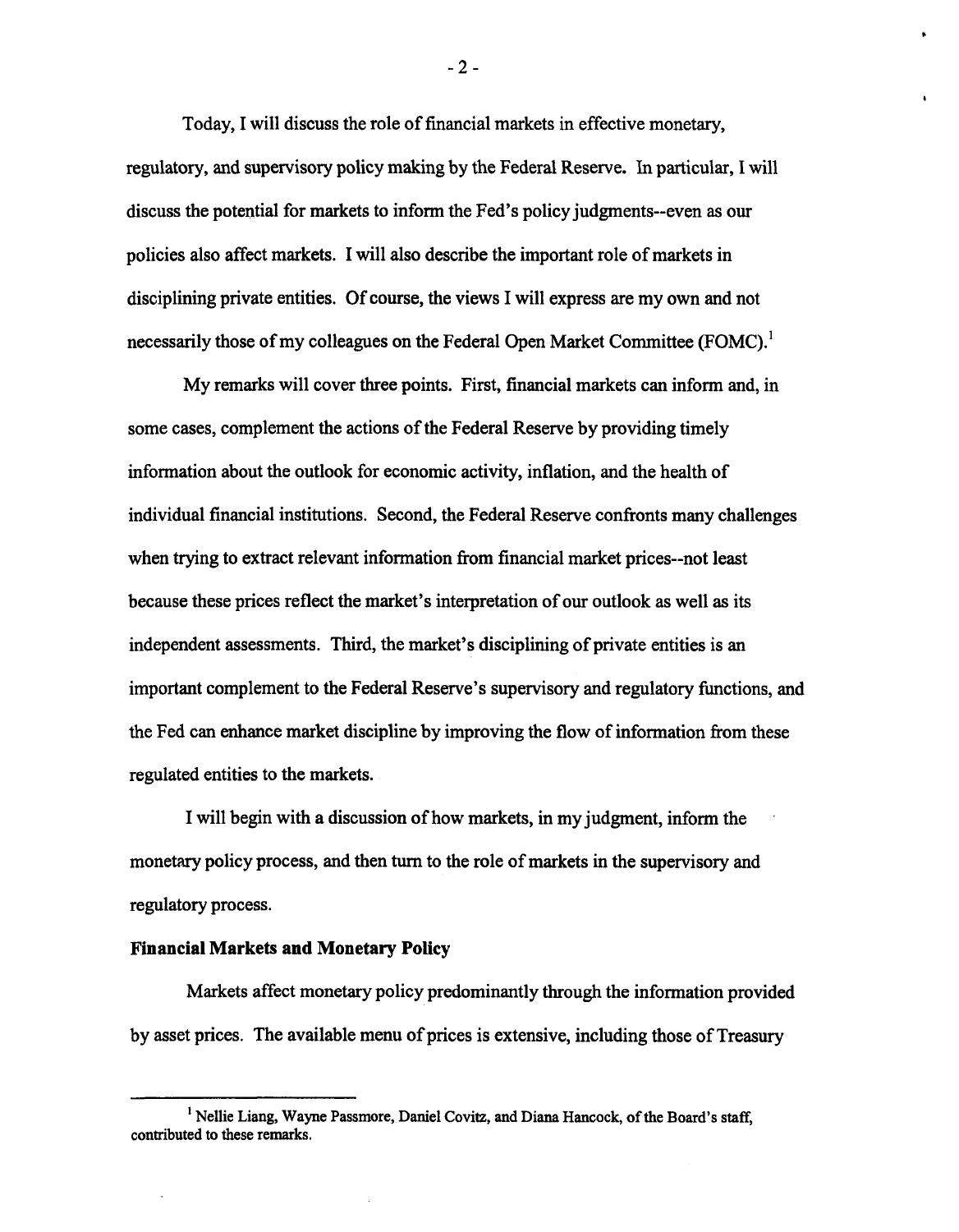Today, I will discuss the role of financial markets in effective monetary, regulatory, and supervisory policy making by the Federal Reserve. In particular, I will discuss the potential for markets to inform the Fed's policy judgments--even as our policies also affect markets. I will also describe the important role of markets in disciplining private entities. Of course, the views I will express are my own and not necessarily those of my colleagues on the Federal Open Market Committee (FOMC).[1]

My remarks will cover three points. First, financial markets can inform and, in some cases, complement the actions of the Federal Reserve by providing timely information about the outlook for economic activity, inflation, and the health of individual financial institutions. Second, the Federal Reserve confronts many challenges when trying to extract relevant information from financial market prices--not least because these prices reflect the market's interpretation of our outlook as well as its independent assessments. Third, the market's disciplining of private entities is an important complement to the Federal Reserve's supervisory and regulatory functions, and the Fed can enhance market discipline by improving the flow of information from these regulated entities to the markets.

I will begin with a discussion of how markets, in my judgment, inform the monetary policy process, and then turn to the role of markets in the supervisory and regulatory process.

**Financial Markets and Monetary Policy**

Markets affect monetary policy predominantly through the information provided by asset prices. The available menu of prices is extensive, including those of Treasury

[1] Nellie Liang, Wayne Passmore, Daniel Covitz, and Diana Hancock, of the Board's staff, contributed to these remarks.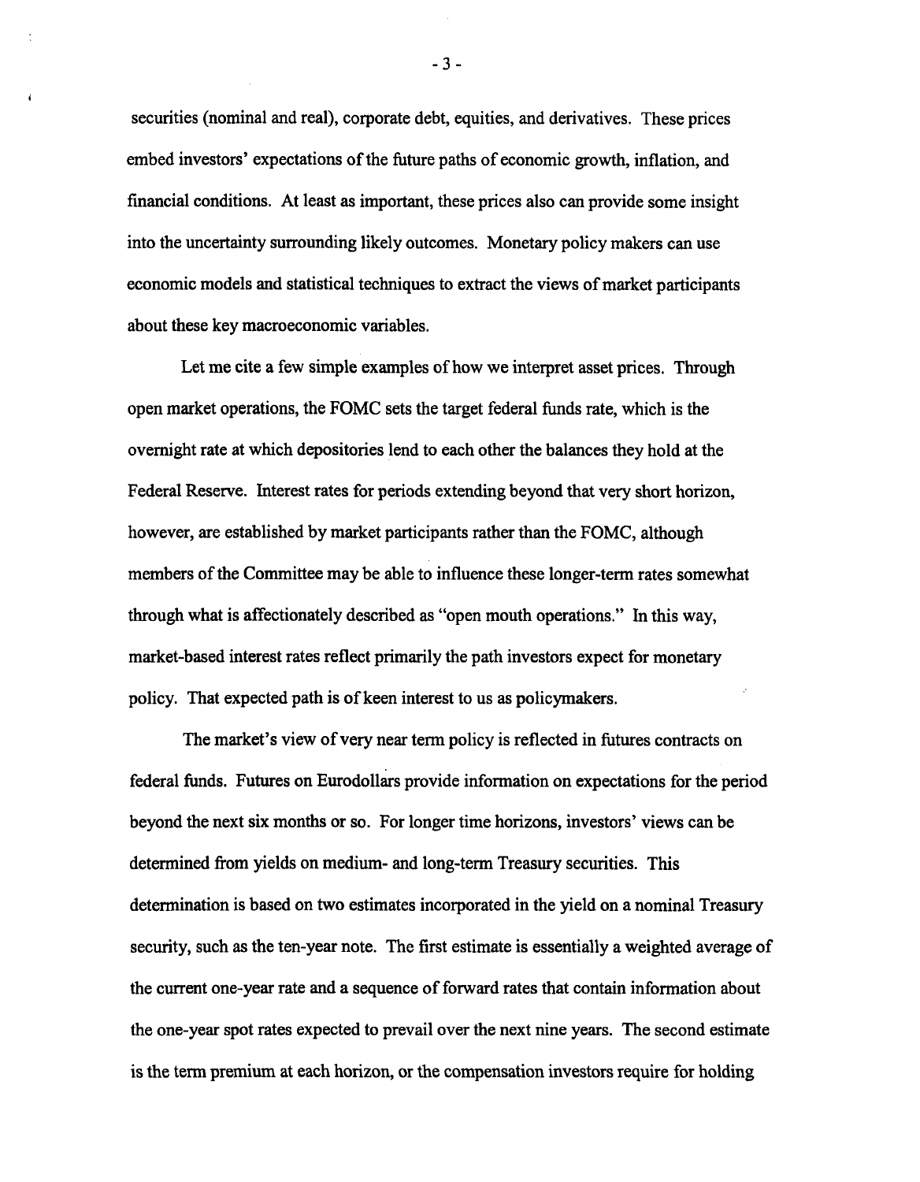securities (nominal and real), corporate debt, equities, and derivatives. These prices embed investors' expectations of the future paths of economic growth, inflation, and financial conditions. At least as important, these prices also can provide some insight into the uncertainty surrounding likely outcomes. Monetary policy makers can use economic models and statistical techniques to extract the views of market participants about these key macroeconomic variables.

Let me cite a few simple examples of how we interpret asset prices. Through open market operations, the FOMC sets the target federal funds rate, which is the overnight rate at which depositories lend to each other the balances they hold at the Federal Reserve. Interest rates for periods extending beyond that very short horizon, however, are established by market participants rather than the FOMC, although members of the Committee may be able to influence these longer-term rates somewhat through what is affectionately described as "open mouth operations." In this way, market-based interest rates reflect primarily the path investors expect for monetary policy. That expected path is of keen interest to us as policymakers.

The market's view of very near term policy is reflected in futures contracts on federal funds. Futures on Eurodollars provide information on expectations for the period beyond the next six months or so. For longer time horizons, investors' views can be determined from yields on medium- and long-term Treasury securities. This determination is based on two estimates incorporated in the yield on a nominal Treasury security, such as the ten-year note. The first estimate is essentially a weighted average of the current one-year rate and a sequence of forward rates that contain information about the one-year spot rates expected to prevail over the next nine years. The second estimate is the term premium at each horizon, or the compensation investors require for holding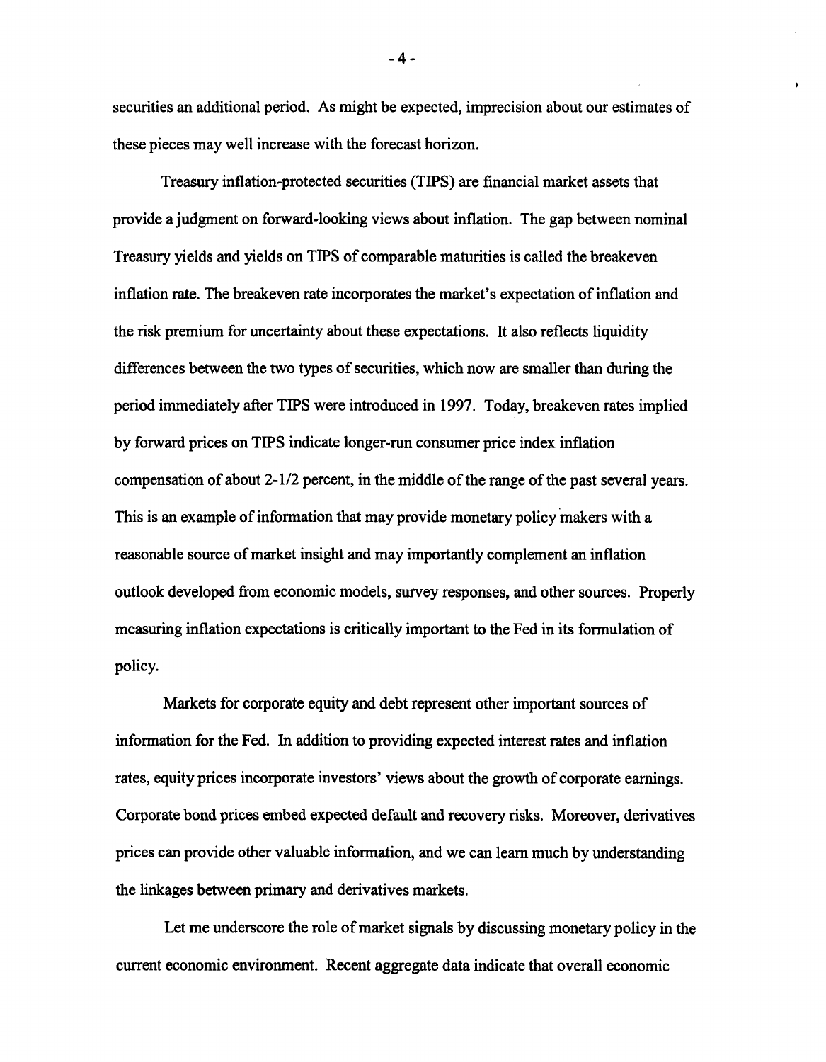securities an additional period. As might be expected, imprecision about our estimates of these pieces may well increase with the forecast horizon.

Treasury inflation-protected securities (TIPS) are financial market assets that provide a judgment on forward-looking views about inflation. The gap between nominal Treasury yields and yields on TIPS of comparable maturities is called the breakeven inflation rate. The breakeven rate incorporates the market's expectation of inflation and the risk premium for uncertainty about these expectations. It also reflects liquidity differences between the two types of securities, which now are smaller than during the period immediately after TIPS were introduced in 1997. Today, breakeven rates implied by forward prices on TIPS indicate longer-run consumer price index inflation compensation of about 2-1/2 percent, in the middle of the range of the past several years. This is an example of information that may provide monetary policy makers with a reasonable source of market insight and may importantly complement an inflation outlook developed from economic models, survey responses, and other sources. Properly measuring inflation expectations is critically important to the Fed in its formulation of policy.

Markets for corporate equity and debt represent other important sources of information for the Fed. In addition to providing expected interest rates and inflation rates, equity prices incorporate investors' views about the growth of corporate earnings. Corporate bond prices embed expected default and recovery risks. Moreover, derivatives prices can provide other valuable information, and we can learn much by understanding the linkages between primary and derivatives markets.

Let me underscore the role of market signals by discussing monetary policy in the current economic environment. Recent aggregate data indicate that overall economic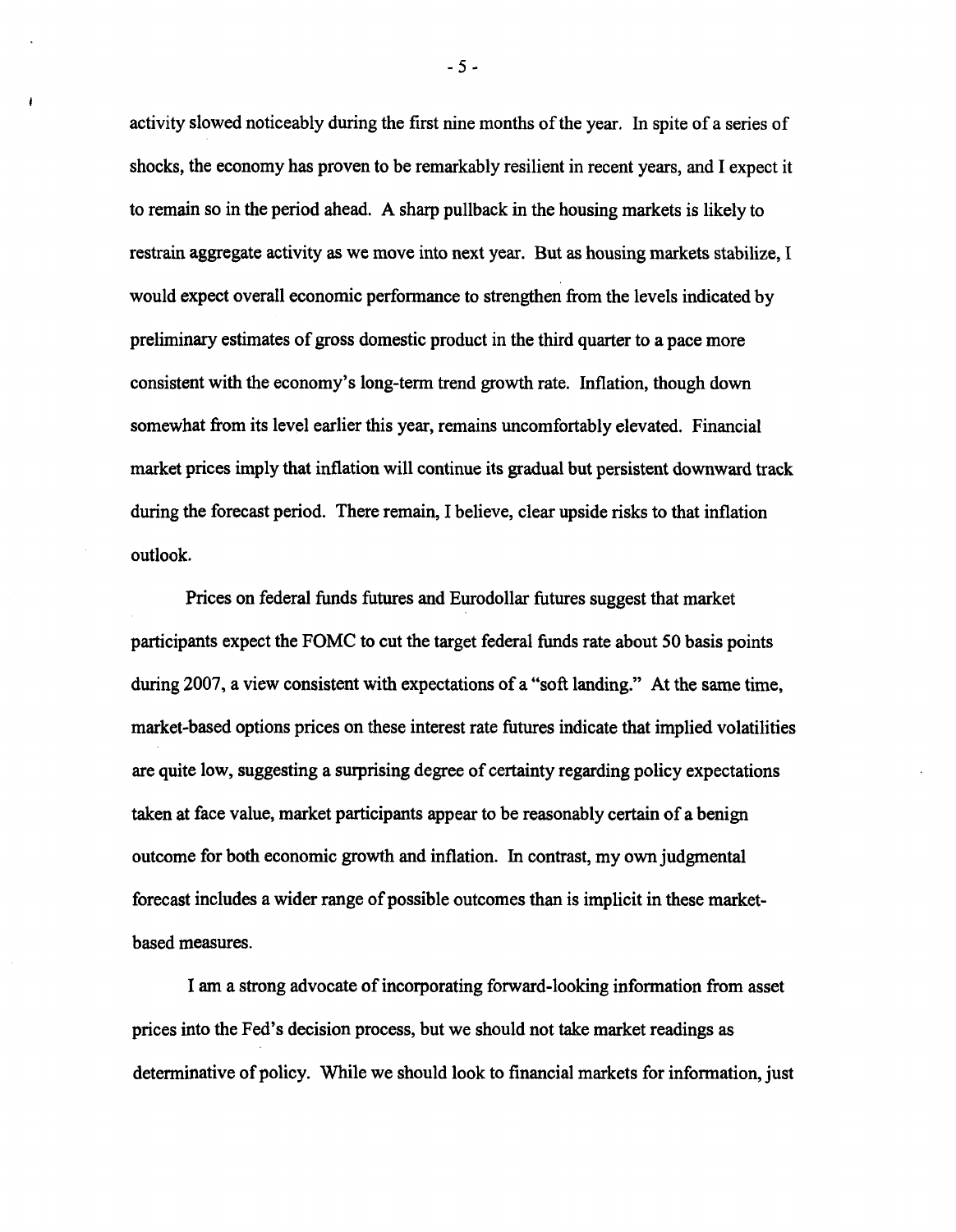activity slowed noticeably during the first nine months of the year. In spite of a series of shocks, the economy has proven to be remarkably resilient in recent years, and I expect it to remain so in the period ahead. A sharp pullback in the housing markets is likely to restrain aggregate activity as we move into next year. But as housing markets stabilize, I would expect overall economic performance to strengthen from the levels indicated by preliminary estimates of gross domestic product in the third quarter to a pace more consistent with the economy's long-term trend growth rate. Inflation, though down somewhat from its level earlier this year, remains uncomfortably elevated. Financial market prices imply that inflation will continue its gradual but persistent downward track during the forecast period. There remain, I believe, clear upside risks to that inflation outlook.

Prices on federal funds futures and Eurodollar futures suggest that market participants expect the FOMC to cut the target federal funds rate about 50 basis points during 2007, a view consistent with expectations of a "soft landing." At the same time, market-based options prices on these interest rate futures indicate that implied volatilities are quite low, suggesting a surprising degree of certainty regarding policy expectations taken at face value, market participants appear to be reasonably certain of a benign outcome for both economic growth and inflation. In contrast, my own judgmental forecast includes a wider range of possible outcomes than is implicit in these market-based measures.

I am a strong advocate of incorporating forward-looking information from asset prices into the Fed's decision process, but we should not take market readings as determinative of policy. While we should look to financial markets for information, just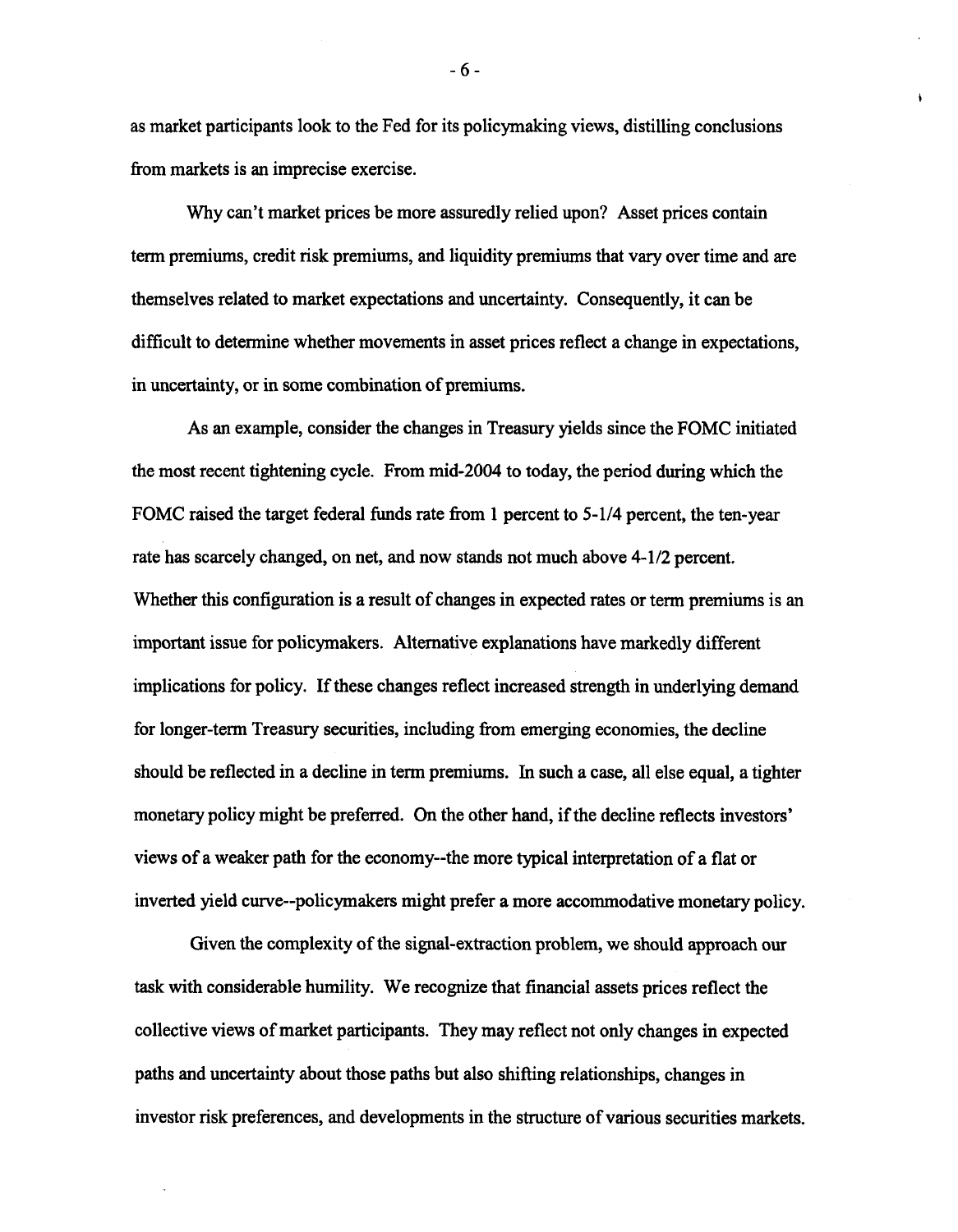as market participants look to the Fed for its policymaking views, distilling conclusions from markets is an imprecise exercise.

Why can't market prices be more assuredly relied upon? Asset prices contain term premiums, credit risk premiums, and liquidity premiums that vary over time and are themselves related to market expectations and uncertainty. Consequently, it can be difficult to determine whether movements in asset prices reflect a change in expectations, in uncertainty, or in some combination of premiums.

As an example, consider the changes in Treasury yields since the FOMC initiated the most recent tightening cycle. From mid-2004 to today, the period during which the FOMC raised the target federal funds rate from 1 percent to 5-1/4 percent, the ten-year rate has scarcely changed, on net, and now stands not much above 4-1/2 percent. Whether this configuration is a result of changes in expected rates or term premiums is an important issue for policymakers. Alternative explanations have markedly different implications for policy. If these changes reflect increased strength in underlying demand for longer-term Treasury securities, including from emerging economies, the decline should be reflected in a decline in term premiums. In such a case, all else equal, a tighter monetary policy might be preferred. On the other hand, if the decline reflects investors' views of a weaker path for the economy--the more typical interpretation of a flat or inverted yield curve--policymakers might prefer a more accommodative monetary policy.

Given the complexity of the signal-extraction problem, we should approach our task with considerable humility. We recognize that financial assets prices reflect the collective views of market participants. They may reflect not only changes in expected paths and uncertainty about those paths but also shifting relationships, changes in investor risk preferences, and developments in the structure of various securities markets.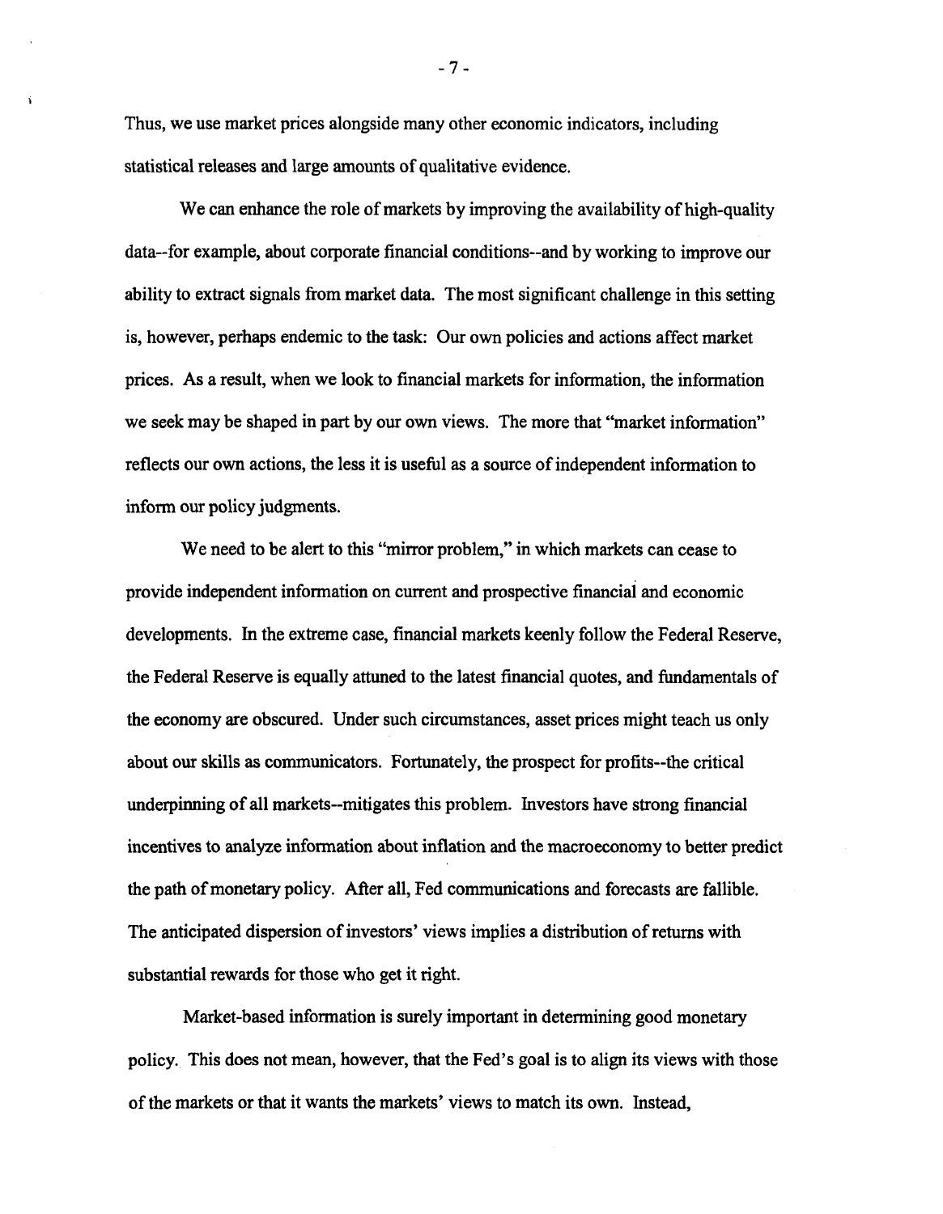Thus, we use market prices alongside many other economic indicators, including statistical releases and large amounts of qualitative evidence.

We can enhance the role of markets by improving the availability of high-quality data--for example, about corporate financial conditions--and by working to improve our ability to extract signals from market data. The most significant challenge in this setting is, however, perhaps endemic to the task: Our own policies and actions affect market prices. As a result, when we look to financial markets for information, the information we seek may be shaped in part by our own views. The more that "market information" reflects our own actions, the less it is useful as a source of independent information to inform our policy judgments.

We need to be alert to this "mirror problem," in which markets can cease to provide independent information on current and prospective financial and economic developments. In the extreme case, financial markets keenly follow the Federal Reserve, the Federal Reserve is equally attuned to the latest financial quotes, and fundamentals of the economy are obscured. Under such circumstances, asset prices might teach us only about our skills as communicators. Fortunately, the prospect for profits--the critical underpinning of all markets--mitigates this problem. Investors have strong financial incentives to analyze information about inflation and the macroeconomy to better predict the path of monetary policy. After all, Fed communications and forecasts are fallible. The anticipated dispersion of investors' views implies a distribution of returns with substantial rewards for those who get it right.

Market-based information is surely important in determining good monetary policy. This does not mean, however, that the Fed's goal is to align its views with those of the markets or that it wants the markets' views to match its own. Instead,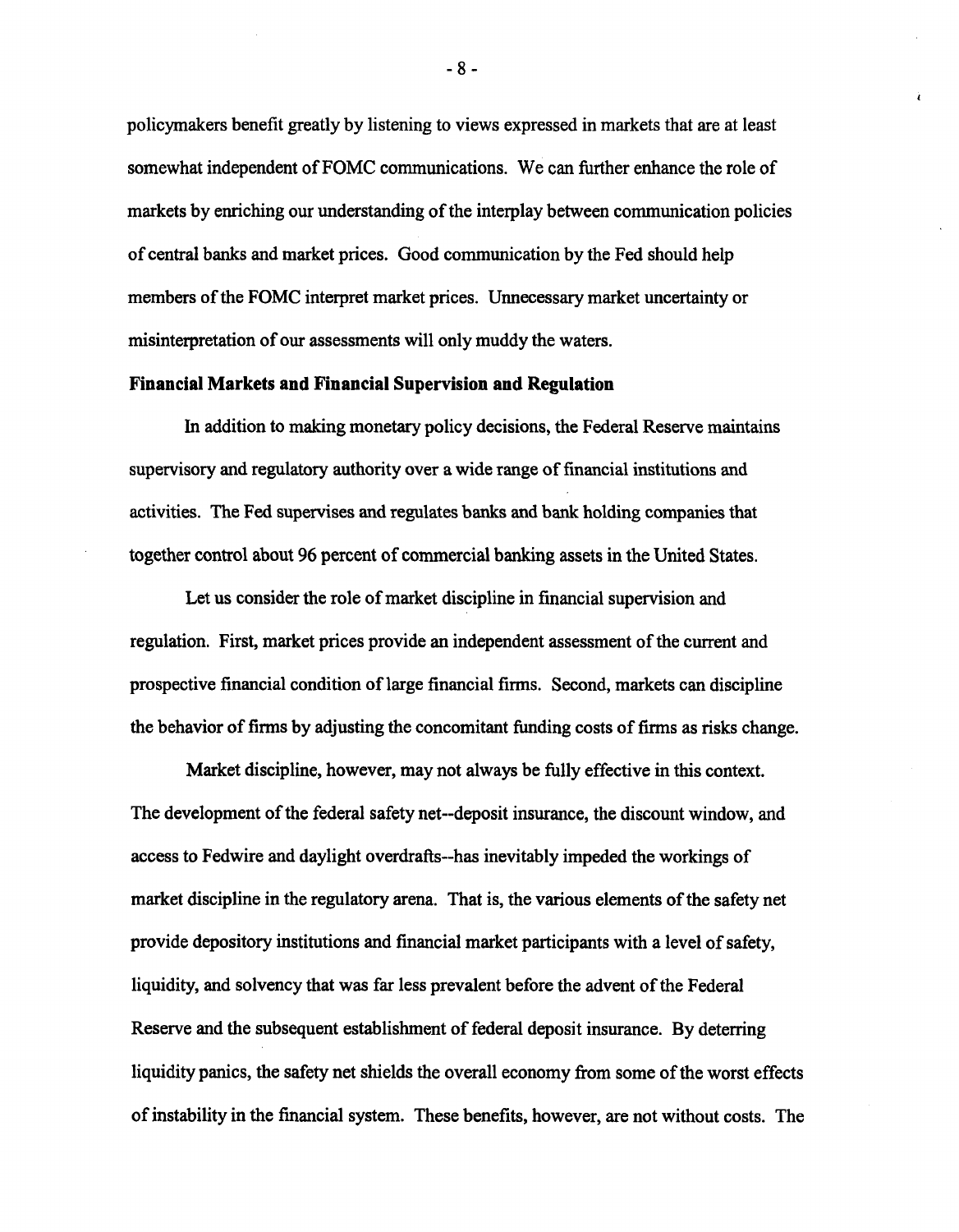policymakers benefit greatly by listening to views expressed in markets that are at least somewhat independent of FOMC communications. We can further enhance the role of markets by enriching our understanding of the interplay between communication policies of central banks and market prices. Good communication by the Fed should help members of the FOMC interpret market prices. Unnecessary market uncertainty or misinterpretation of our assessments will only muddy the waters.

**Financial Markets and Financial Supervision and Regulation**

In addition to making monetary policy decisions, the Federal Reserve maintains supervisory and regulatory authority over a wide range of financial institutions and activities. The Fed supervises and regulates banks and bank holding companies that together control about 96 percent of commercial banking assets in the United States.

Let us consider the role of market discipline in financial supervision and regulation. First, market prices provide an independent assessment of the current and prospective financial condition of large financial firms. Second, markets can discipline the behavior of firms by adjusting the concomitant funding costs of firms as risks change.

Market discipline, however, may not always be fully effective in this context. The development of the federal safety net--deposit insurance, the discount window, and access to Fedwire and daylight overdrafts--has inevitably impeded the workings of market discipline in the regulatory arena. That is, the various elements of the safety net provide depository institutions and financial market participants with a level of safety, liquidity, and solvency that was far less prevalent before the advent of the Federal Reserve and the subsequent establishment of federal deposit insurance. By deterring liquidity panics, the safety net shields the overall economy from some of the worst effects of instability in the financial system. These benefits, however, are not without costs. The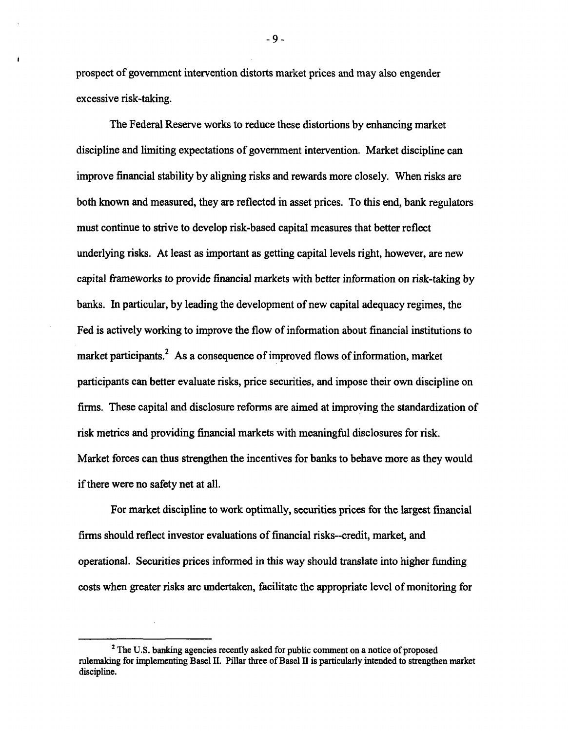prospect of government intervention distorts market prices and may also engender excessive risk-taking.

The Federal Reserve works to reduce these distortions by enhancing market discipline and limiting expectations of government intervention. Market discipline can improve financial stability by aligning risks and rewards more closely. When risks are both known and measured, they are reflected in asset prices. To this end, bank regulators must continue to strive to develop risk-based capital measures that better reflect underlying risks. At least as important as getting capital levels right, however, are new capital frameworks to provide financial markets with better information on risk-taking by banks. In particular, by leading the development of new capital adequacy regimes, the Fed is actively working to improve the flow of information about financial institutions to market participants.[2] As a consequence of improved flows of information, market participants can better evaluate risks, price securities, and impose their own discipline on firms. These capital and disclosure reforms are aimed at improving the standardization of risk metrics and providing financial markets with meaningful disclosures for risk. Market forces can thus strengthen the incentives for banks to behave more as they would if there were no safety net at all.

For market discipline to work optimally, securities prices for the largest financial firms should reflect investor evaluations of financial risks--credit, market, and operational. Securities prices informed in this way should translate into higher funding costs when greater risks are undertaken, facilitate the appropriate level of monitoring for

---

[2] The U.S. banking agencies recently asked for public comment on a notice of proposed rulemaking for implementing Basel II. Pillar three of Basel II is particularly intended to strengthen market discipline.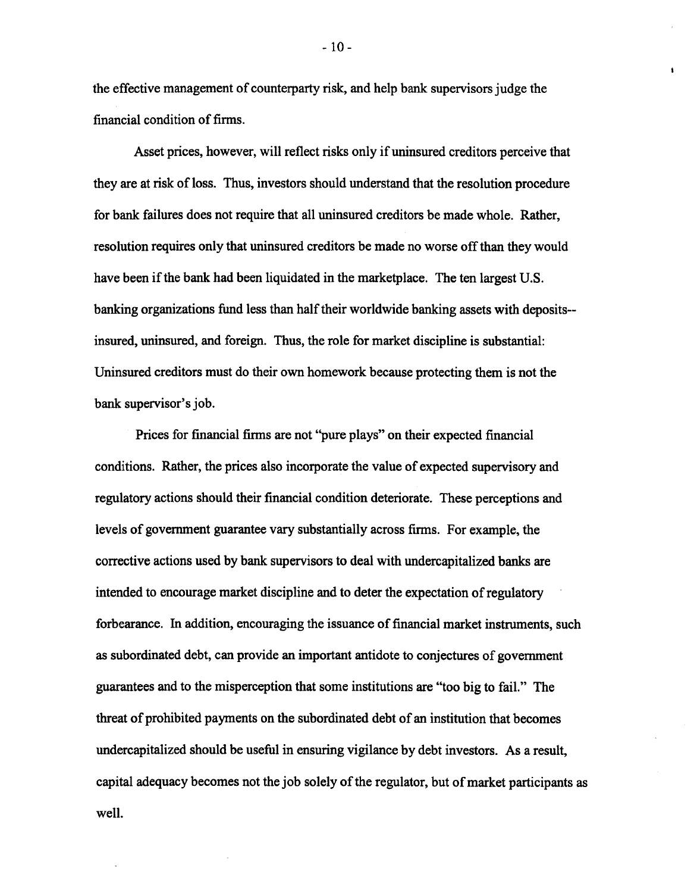the effective management of counterparty risk, and help bank supervisors judge the financial condition of firms.

Asset prices, however, will reflect risks only if uninsured creditors perceive that they are at risk of loss. Thus, investors should understand that the resolution procedure for bank failures does not require that all uninsured creditors be made whole. Rather, resolution requires only that uninsured creditors be made no worse off than they would have been if the bank had been liquidated in the marketplace. The ten largest U.S. banking organizations fund less than half their worldwide banking assets with deposits--insured, uninsured, and foreign. Thus, the role for market discipline is substantial: Uninsured creditors must do their own homework because protecting them is not the bank supervisor's job.

Prices for financial firms are not "pure plays" on their expected financial conditions. Rather, the prices also incorporate the value of expected supervisory and regulatory actions should their financial condition deteriorate. These perceptions and levels of government guarantee vary substantially across firms. For example, the corrective actions used by bank supervisors to deal with undercapitalized banks are intended to encourage market discipline and to deter the expectation of regulatory forbearance. In addition, encouraging the issuance of financial market instruments, such as subordinated debt, can provide an important antidote to conjectures of government guarantees and to the misperception that some institutions are "too big to fail." The threat of prohibited payments on the subordinated debt of an institution that becomes undercapitalized should be useful in ensuring vigilance by debt investors. As a result, capital adequacy becomes not the job solely of the regulator, but of market participants as well.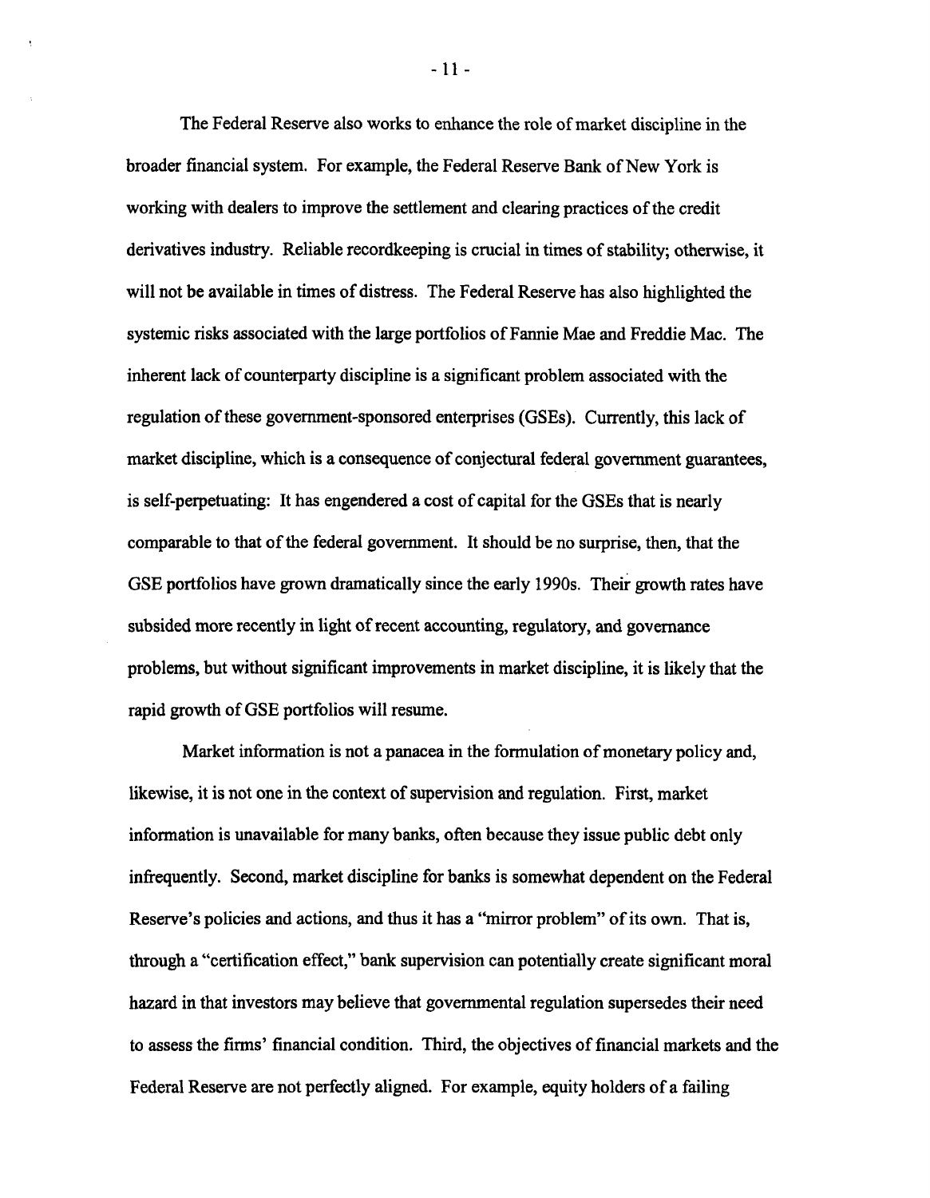The Federal Reserve also works to enhance the role of market discipline in the broader financial system. For example, the Federal Reserve Bank of New York is working with dealers to improve the settlement and clearing practices of the credit derivatives industry. Reliable recordkeeping is crucial in times of stability; otherwise, it will not be available in times of distress. The Federal Reserve has also highlighted the systemic risks associated with the large portfolios of Fannie Mae and Freddie Mac. The inherent lack of counterparty discipline is a significant problem associated with the regulation of these government-sponsored enterprises (GSEs). Currently, this lack of market discipline, which is a consequence of conjectural federal government guarantees, is self-perpetuating: It has engendered a cost of capital for the GSEs that is nearly comparable to that of the federal government. It should be no surprise, then, that the GSE portfolios have grown dramatically since the early 1990s. Their growth rates have subsided more recently in light of recent accounting, regulatory, and governance problems, but without significant improvements in market discipline, it is likely that the rapid growth of GSE portfolios will resume.

Market information is not a panacea in the formulation of monetary policy and, likewise, it is not one in the context of supervision and regulation. First, market information is unavailable for many banks, often because they issue public debt only infrequently. Second, market discipline for banks is somewhat dependent on the Federal Reserve's policies and actions, and thus it has a "mirror problem" of its own. That is, through a "certification effect," bank supervision can potentially create significant moral hazard in that investors may believe that governmental regulation supersedes their need to assess the firms' financial condition. Third, the objectives of financial markets and the Federal Reserve are not perfectly aligned. For example, equity holders of a failing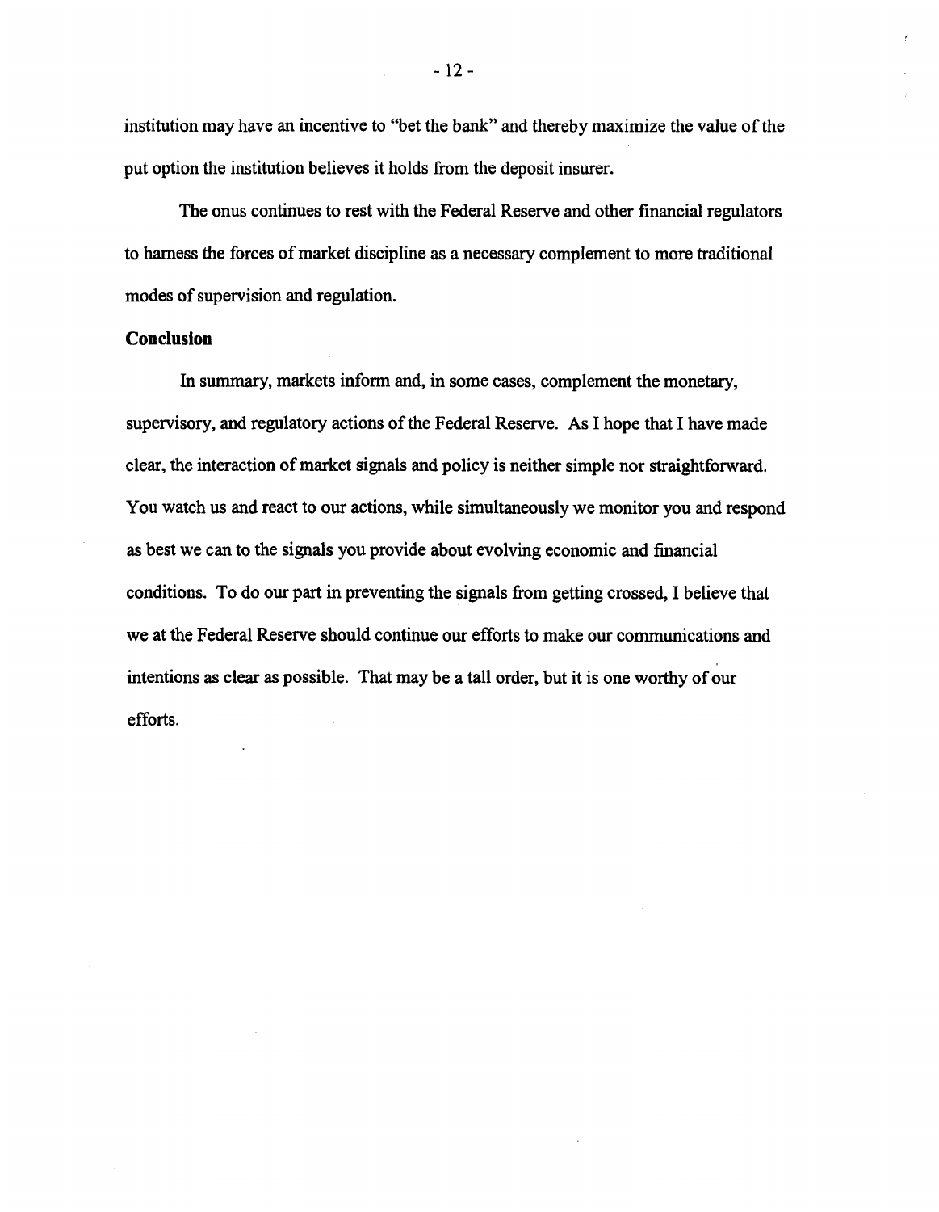institution may have an incentive to "bet the bank" and thereby maximize the value of the put option the institution believes it holds from the deposit insurer.

The onus continues to rest with the Federal Reserve and other financial regulators to harness the forces of market discipline as a necessary complement to more traditional modes of supervision and regulation.

## Conclusion

In summary, markets inform and, in some cases, complement the monetary, supervisory, and regulatory actions of the Federal Reserve. As I hope that I have made clear, the interaction of market signals and policy is neither simple nor straightforward. You watch us and react to our actions, while simultaneously we monitor you and respond as best we can to the signals you provide about evolving economic and financial conditions. To do our part in preventing the signals from getting crossed, I believe that we at the Federal Reserve should continue our efforts to make our communications and intentions as clear as possible. That may be a tall order, but it is one worthy of our efforts.